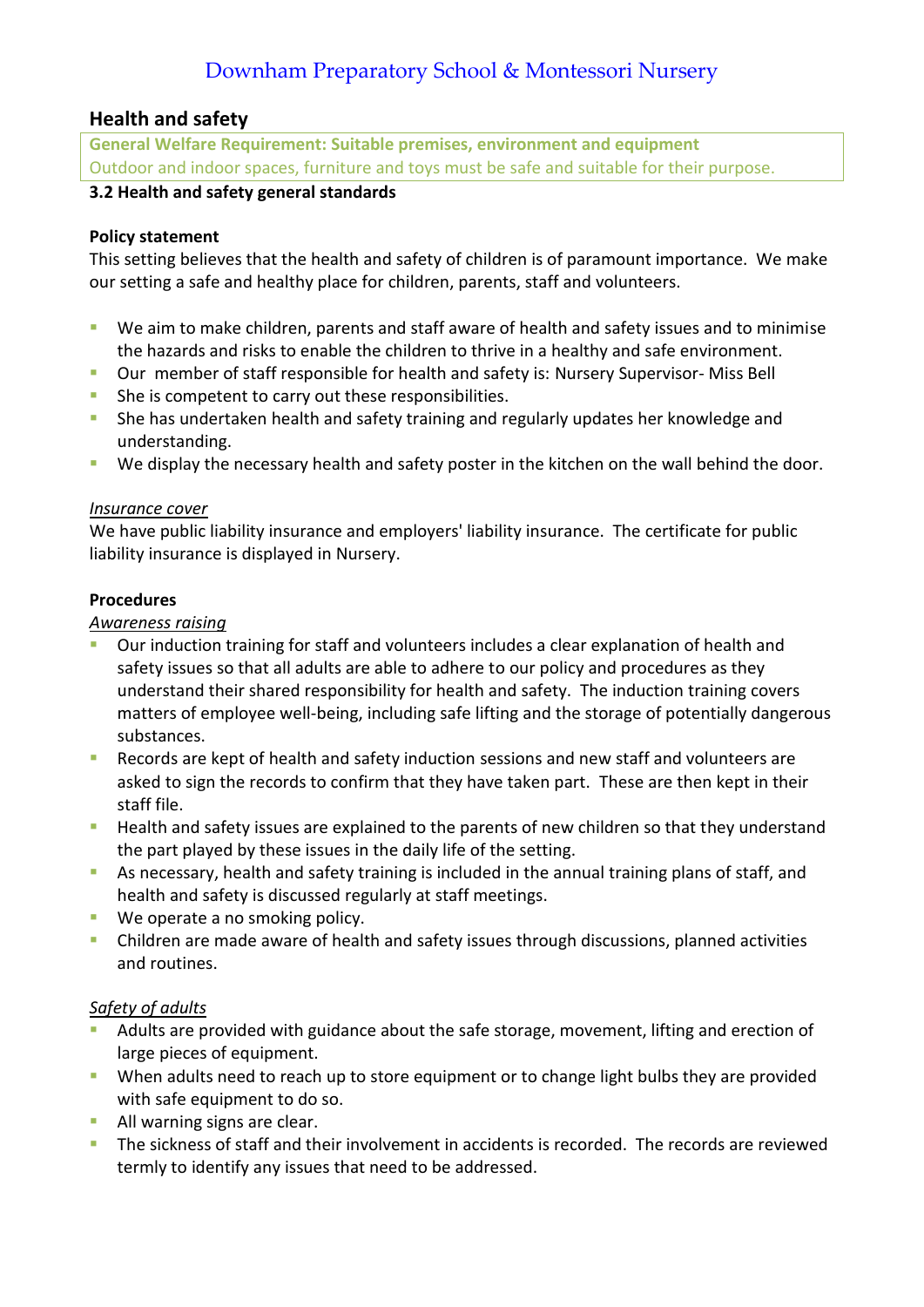Downham Preparatory School & Montessori Nursery

## Health and safety

**General Welfare Requirement: Suitable premises, environment and equipment**
Outdoor and indoor spaces, furniture and toys must be safe and suitable for their purpose.

### 3.2 Health and safety general standards

**Policy statement**

This setting believes that the health and safety of children is of paramount importance. We make our setting a safe and healthy place for children, parents, staff and volunteers.

- We aim to make children, parents and staff aware of health and safety issues and to minimise the hazards and risks to enable the children to thrive in a healthy and safe environment.
- Our member of staff responsible for health and safety is: Nursery Supervisor- Miss Bell
- She is competent to carry out these responsibilities.
- She has undertaken health and safety training and regularly updates her knowledge and understanding.
- We display the necessary health and safety poster in the kitchen on the wall behind the door.

*Insurance cover*

We have public liability insurance and employers' liability insurance. The certificate for public liability insurance is displayed in Nursery.

**Procedures**

*Awareness raising*

- Our induction training for staff and volunteers includes a clear explanation of health and safety issues so that all adults are able to adhere to our policy and procedures as they understand their shared responsibility for health and safety. The induction training covers matters of employee well-being, including safe lifting and the storage of potentially dangerous substances.
- Records are kept of health and safety induction sessions and new staff and volunteers are asked to sign the records to confirm that they have taken part. These are then kept in their staff file.
- Health and safety issues are explained to the parents of new children so that they understand the part played by these issues in the daily life of the setting.
- As necessary, health and safety training is included in the annual training plans of staff, and health and safety is discussed regularly at staff meetings.
- We operate a no smoking policy.
- Children are made aware of health and safety issues through discussions, planned activities and routines.

*Safety of adults*

- Adults are provided with guidance about the safe storage, movement, lifting and erection of large pieces of equipment.
- When adults need to reach up to store equipment or to change light bulbs they are provided with safe equipment to do so.
- All warning signs are clear.
- The sickness of staff and their involvement in accidents is recorded. The records are reviewed termly to identify any issues that need to be addressed.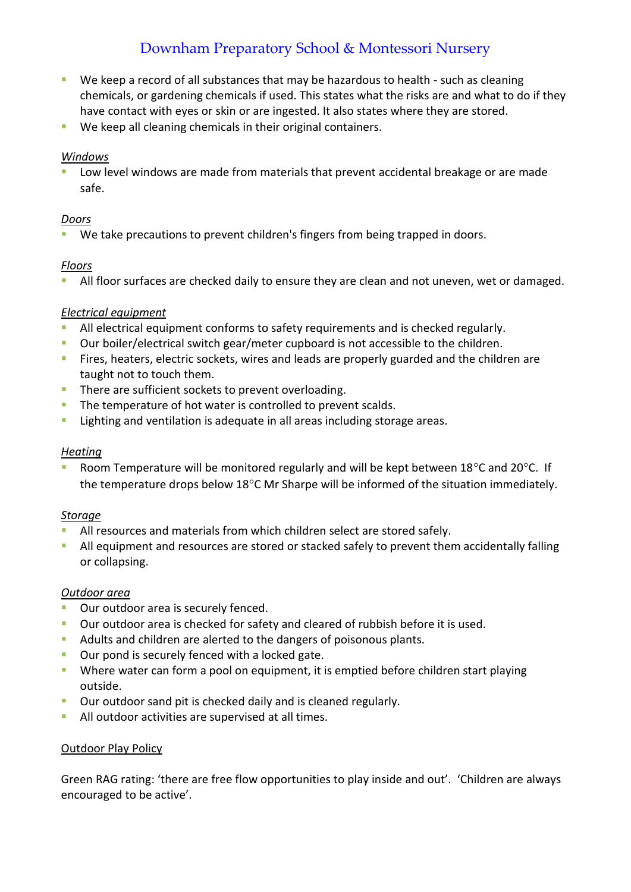- We keep a record of all substances that may be hazardous to health - such as cleaning chemicals, or gardening chemicals if used. This states what the risks are and what to do if they have contact with eyes or skin or are ingested. It also states where they are stored.
- We keep all cleaning chemicals in their original containers.

*Windows*

- Low level windows are made from materials that prevent accidental breakage or are made safe.

*Doors*

- We take precautions to prevent children's fingers from being trapped in doors.

*Floors*

- All floor surfaces are checked daily to ensure they are clean and not uneven, wet or damaged.

*Electrical equipment*

- All electrical equipment conforms to safety requirements and is checked regularly.
- Our boiler/electrical switch gear/meter cupboard is not accessible to the children.
- Fires, heaters, electric sockets, wires and leads are properly guarded and the children are taught not to touch them.
- There are sufficient sockets to prevent overloading.
- The temperature of hot water is controlled to prevent scalds.
- Lighting and ventilation is adequate in all areas including storage areas.

*Heating*

- Room Temperature will be monitored regularly and will be kept between 18°C and 20°C. If the temperature drops below 18°C Mr Sharpe will be informed of the situation immediately.

*Storage*

- All resources and materials from which children select are stored safely.
- All equipment and resources are stored or stacked safely to prevent them accidentally falling or collapsing.

*Outdoor area*

- Our outdoor area is securely fenced.
- Our outdoor area is checked for safety and cleared of rubbish before it is used.
- Adults and children are alerted to the dangers of poisonous plants.
- Our pond is securely fenced with a locked gate.
- Where water can form a pool on equipment, it is emptied before children start playing outside.
- Our outdoor sand pit is checked daily and is cleaned regularly.
- All outdoor activities are supervised at all times.

Outdoor Play Policy

Green RAG rating: 'there are free flow opportunities to play inside and out'. 'Children are always encouraged to be active'.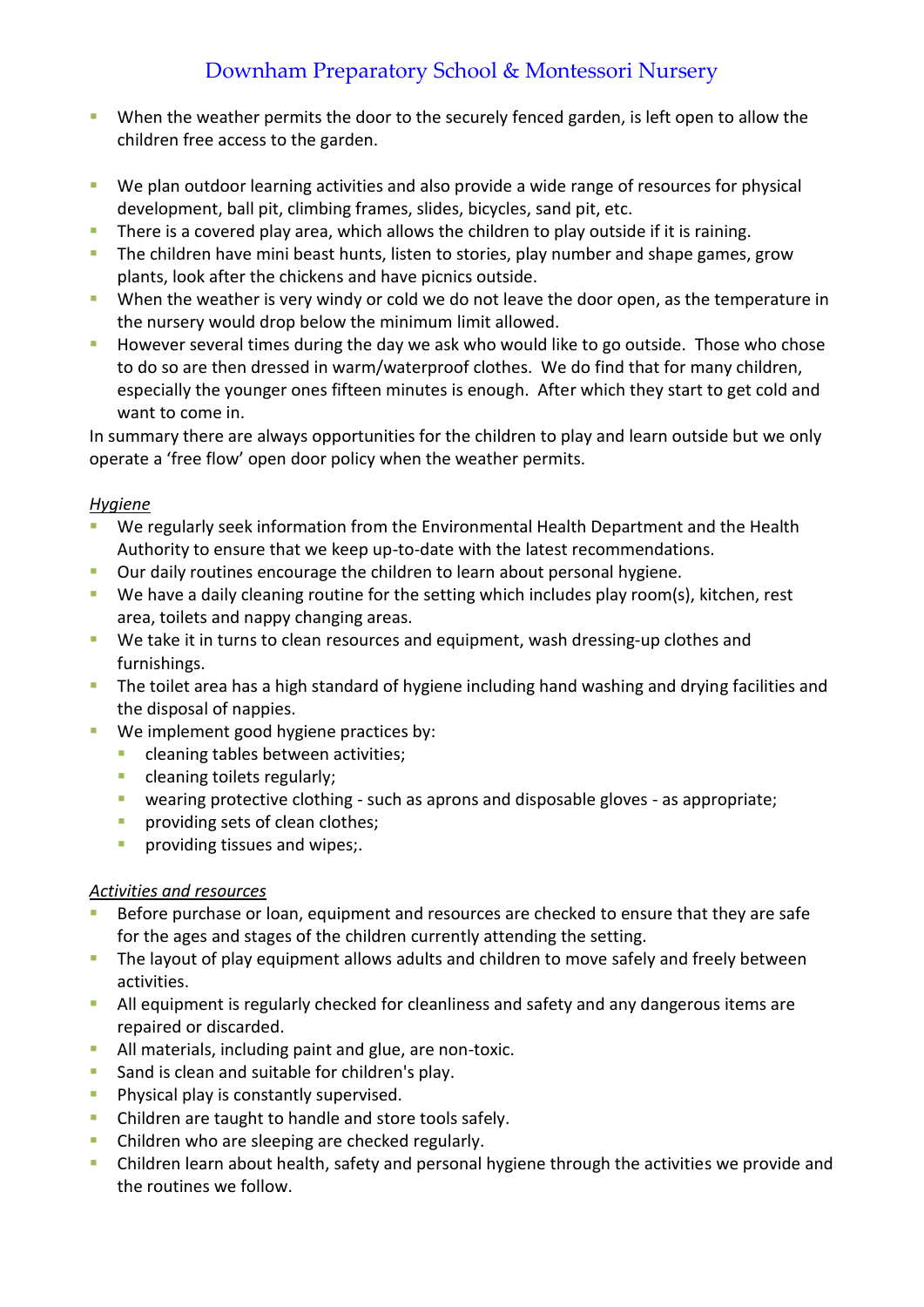- When the weather permits the door to the securely fenced garden, is left open to allow the children free access to the garden.

- We plan outdoor learning activities and also provide a wide range of resources for physical development, ball pit, climbing frames, slides, bicycles, sand pit, etc.
- There is a covered play area, which allows the children to play outside if it is raining.
- The children have mini beast hunts, listen to stories, play number and shape games, grow plants, look after the chickens and have picnics outside.
- When the weather is very windy or cold we do not leave the door open, as the temperature in the nursery would drop below the minimum limit allowed.
- However several times during the day we ask who would like to go outside. Those who chose to do so are then dressed in warm/waterproof clothes. We do find that for many children, especially the younger ones fifteen minutes is enough. After which they start to get cold and want to come in.

In summary there are always opportunities for the children to play and learn outside but we only operate a 'free flow' open door policy when the weather permits.

*Hygiene*

- We regularly seek information from the Environmental Health Department and the Health Authority to ensure that we keep up-to-date with the latest recommendations.
- Our daily routines encourage the children to learn about personal hygiene.
- We have a daily cleaning routine for the setting which includes play room(s), kitchen, rest area, toilets and nappy changing areas.
- We take it in turns to clean resources and equipment, wash dressing-up clothes and furnishings.
- The toilet area has a high standard of hygiene including hand washing and drying facilities and the disposal of nappies.
- We implement good hygiene practices by:
  - cleaning tables between activities;
  - cleaning toilets regularly;
  - wearing protective clothing - such as aprons and disposable gloves - as appropriate;
  - providing sets of clean clothes;
  - providing tissues and wipes;.

*Activities and resources*

- Before purchase or loan, equipment and resources are checked to ensure that they are safe for the ages and stages of the children currently attending the setting.
- The layout of play equipment allows adults and children to move safely and freely between activities.
- All equipment is regularly checked for cleanliness and safety and any dangerous items are repaired or discarded.
- All materials, including paint and glue, are non-toxic.
- Sand is clean and suitable for children's play.
- Physical play is constantly supervised.
- Children are taught to handle and store tools safely.
- Children who are sleeping are checked regularly.
- Children learn about health, safety and personal hygiene through the activities we provide and the routines we follow.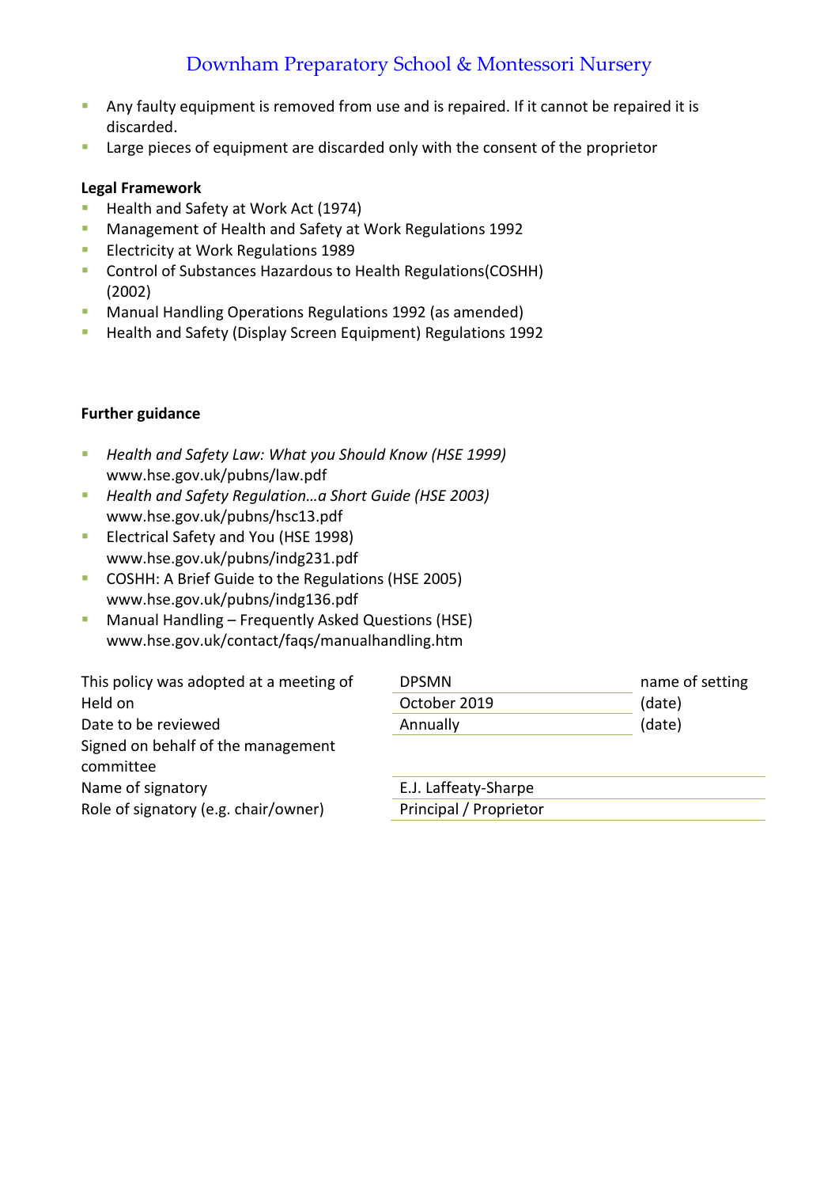- Any faulty equipment is removed from use and is repaired. If it cannot be repaired it is discarded.
- Large pieces of equipment are discarded only with the consent of the proprietor

**Legal Framework**

- Health and Safety at Work Act (1974)
- Management of Health and Safety at Work Regulations 1992
- Electricity at Work Regulations 1989
- Control of Substances Hazardous to Health Regulations(COSHH) (2002)
- Manual Handling Operations Regulations 1992 (as amended)
- Health and Safety (Display Screen Equipment) Regulations 1992

**Further guidance**

- *Health and Safety Law: What you Should Know (HSE 1999)* www.hse.gov.uk/pubns/law.pdf
- *Health and Safety Regulation…a Short Guide (HSE 2003)* www.hse.gov.uk/pubns/hsc13.pdf
- Electrical Safety and You (HSE 1998) www.hse.gov.uk/pubns/indg231.pdf
- COSHH: A Brief Guide to the Regulations (HSE 2005) www.hse.gov.uk/pubns/indg136.pdf
- Manual Handling – Frequently Asked Questions (HSE) www.hse.gov.uk/contact/faqs/manualhandling.htm

| | | |
|---|---|---|
| This policy was adopted at a meeting of | DPSMN | name of setting |
| Held on | October 2019 | (date) |
| Date to be reviewed | Annually | (date) |
| Signed on behalf of the management committee | | |
| Name of signatory | E.J. Laffeaty-Sharpe | |
| Role of signatory (e.g. chair/owner) | Principal / Proprietor | |